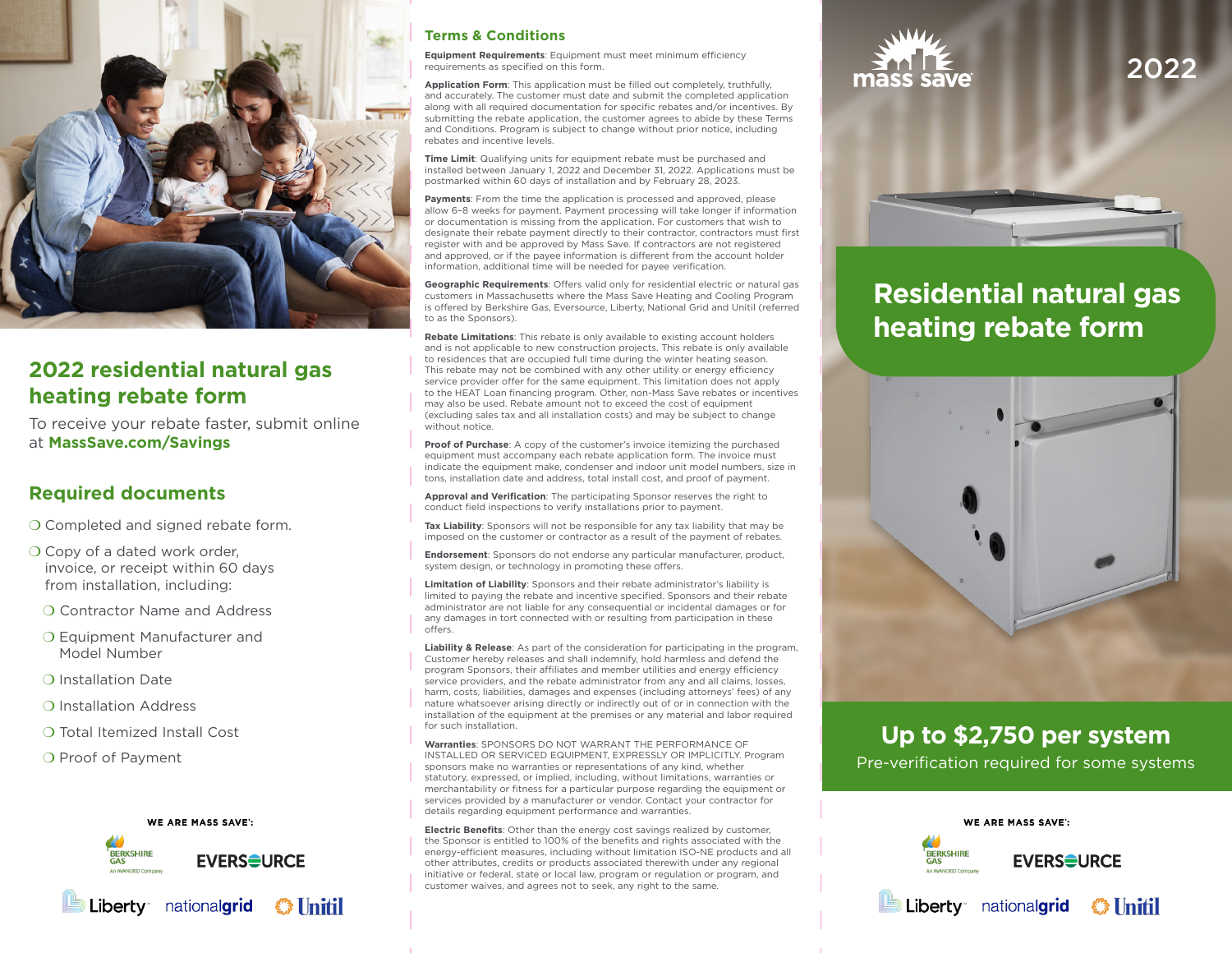## 2022 residential natural gas heating rebate form

To receive your rebate faster, submit online at **MassSave.com/Savings**

## Required documents

- ❍ Completed and signed rebate form.
- ❍ Copy of a dated work order, invoice, or receipt within 60 days from installation, including:
  - ❍ Contractor Name and Address
  - ❍ Equipment Manufacturer and Model Number
  - ❍ Installation Date
  - ❍ Installation Address
  - ❍ Total Itemized Install Cost
  - ❍ Proof of Payment

**WE ARE MASS SAVE®:**

Berkshire Gas, An Avangrid Company · Eversource · Liberty · nationalgrid · Unitil

## Terms & Conditions

**Equipment Requirements**: Equipment must meet minimum efficiency requirements as specified on this form.

**Application Form**: This application must be filled out completely, truthfully, and accurately. The customer must date and submit the completed application along with all required documentation for specific rebates and/or incentives. By submitting the rebate application, the customer agrees to abide by these Terms and Conditions. Program is subject to change without prior notice, including rebates and incentive levels.

**Time Limit**: Qualifying units for equipment rebate must be purchased and installed between January 1, 2022 and December 31, 2022. Applications must be postmarked within 60 days of installation and by February 28, 2023.

**Payments**: From the time the application is processed and approved, please allow 6–8 weeks for payment. Payment processing will take longer if information or documentation is missing from the application. For customers that wish to designate their rebate payment directly to their contractor, contractors must first register with and be approved by Mass Save. If contractors are not registered and approved, or if the payee information is different from the account holder information, additional time will be needed for payee verification.

**Geographic Requirements**: Offers valid only for residential electric or natural gas customers in Massachusetts where the Mass Save Heating and Cooling Program is offered by Berkshire Gas, Eversource, Liberty, National Grid and Unitil (referred to as the Sponsors).

**Rebate Limitations**: This rebate is only available to existing account holders and is not applicable to new construction projects. This rebate is only available to residences that are occupied full time during the winter heating season. This rebate may not be combined with any other utility or energy efficiency service provider offer for the same equipment. This limitation does not apply to the HEAT Loan financing program. Other, non-Mass Save rebates or incentives may also be used. Rebate amount not to exceed the cost of equipment (excluding sales tax and all installation costs) and may be subject to change without notice.

**Proof of Purchase**: A copy of the customer's invoice itemizing the purchased equipment must accompany each rebate application form. The invoice must indicate the equipment make, condenser and indoor unit model numbers, size in tons, installation date and address, total install cost, and proof of payment.

**Approval and Verification**: The participating Sponsor reserves the right to conduct field inspections to verify installations prior to payment.

**Tax Liability**: Sponsors will not be responsible for any tax liability that may be imposed on the customer or contractor as a result of the payment of rebates.

**Endorsement**: Sponsors do not endorse any particular manufacturer, product, system design, or technology in promoting these offers.

**Limitation of Liability**: Sponsors and their rebate administrator's liability is limited to paying the rebate and incentive specified. Sponsors and their rebate administrator are not liable for any consequential or incidental damages or for any damages in tort connected with or resulting from participation in these offers.

**Liability & Release**: As part of the consideration for participating in the program, Customer hereby releases and shall indemnify, hold harmless and defend the program Sponsors, their affiliates and member utilities and energy efficiency service providers, and the rebate administrator from any and all claims, losses, harm, costs, liabilities, damages and expenses (including attorneys' fees) of any nature whatsoever arising directly or indirectly out of or in connection with the installation of the equipment at the premises or any material and labor required for such installation.

**Warranties**: SPONSORS DO NOT WARRANT THE PERFORMANCE OF INSTALLED OR SERVICED EQUIPMENT, EXPRESSLY OR IMPLICITLY. Program sponsors make no warranties or representations of any kind, whether statutory, expressed, or implied, including, without limitations, warranties or merchantability or fitness for a particular purpose regarding the equipment or services provided by a manufacturer or vendor. Contact your contractor for details regarding equipment performance and warranties.

**Electric Benefits**: Other than the energy cost savings realized by customer, the Sponsor is entitled to 100% of the benefits and rights associated with the energy-efficient measures, including without limitation ISO-NE products and all other attributes, credits or products associated therewith under any regional initiative or federal, state or local law, program or regulation or program, and customer waives, and agrees not to seek, any right to the same.

mass save

2022

# Residential natural gas heating rebate form

## Up to $2,750 per system

Pre-verification required for some systems

**WE ARE MASS SAVE®:**

Berkshire Gas, An Avangrid Company · Eversource · Liberty · nationalgrid · Unitil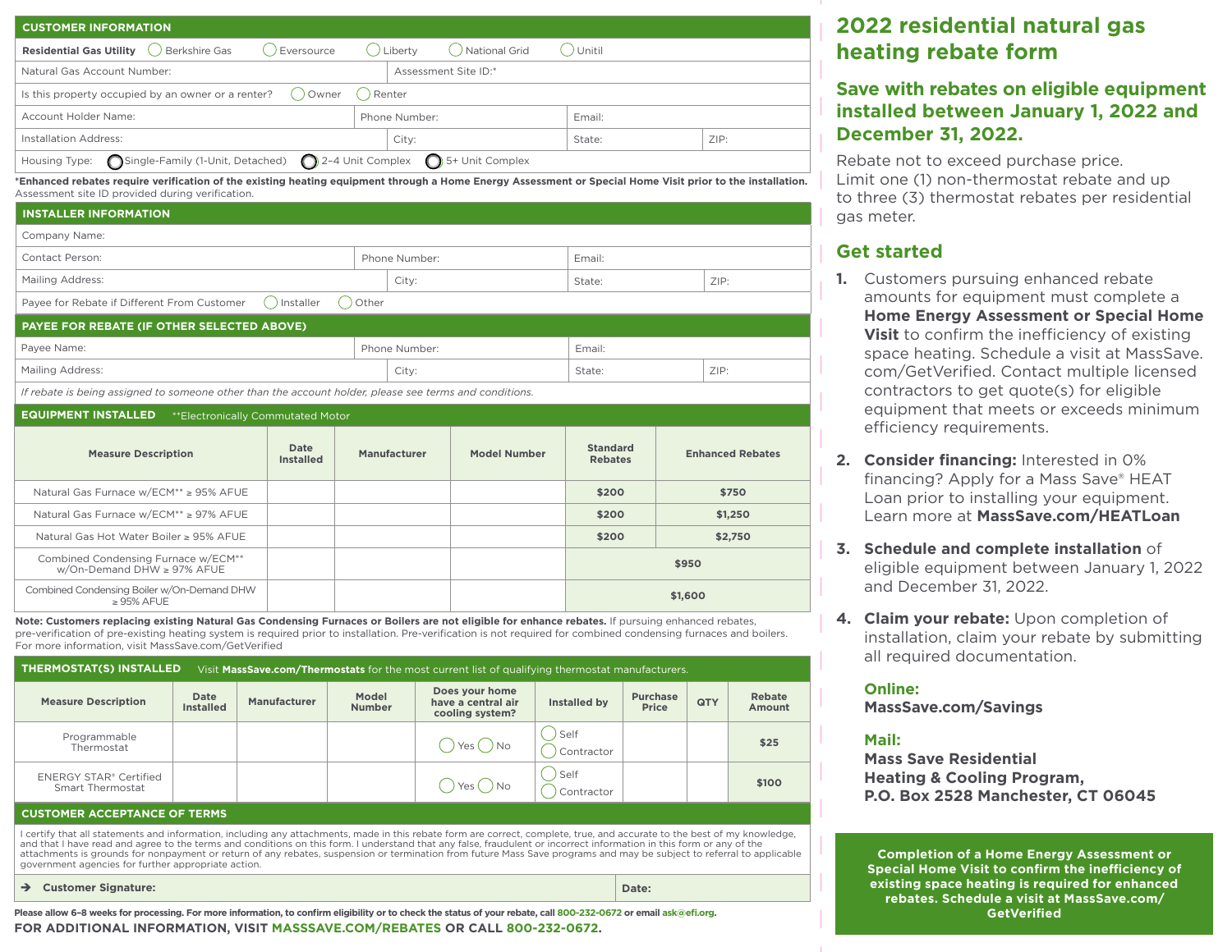## CUSTOMER INFORMATION

**Residential Gas Utility** ◯ Berkshire Gas ◯ Eversource ◯ Liberty ◯ National Grid ◯ Unitil

| | |
|---|---|
| Natural Gas Account Number: | Assessment Site ID:* |

Is this property occupied by an owner or a renter? ◯ Owner ◯ Renter

| | | |
|---|---|---|
| Account Holder Name: | Phone Number: | Email: |

| | | | |
|---|---|---|---|
| Installation Address: | City: | State: | ZIP: |

Housing Type: ◯ Single-Family (1-Unit, Detached) ◯ 2–4 Unit Complex ◯ 5+ Unit Complex

***Enhanced rebates require verification of the existing heating equipment through a Home Energy Assessment or Special Home Visit prior to the installation.** Assessment site ID provided during verification.

## INSTALLER INFORMATION

Company Name:

| | | |
|---|---|---|
| Contact Person: | Phone Number: | Email: |

| | | | |
|---|---|---|---|
| Mailing Address: | City: | State: | ZIP: |

Payee for Rebate if Different From Customer ◯ Installer ◯ Other

## PAYEE FOR REBATE (IF OTHER SELECTED ABOVE)

| | | |
|---|---|---|
| Payee Name: | Phone Number: | Email: |

| | | | |
|---|---|---|---|
| Mailing Address: | City: | State: | ZIP: |

*If rebate is being assigned to someone other than the account holder, please see terms and conditions.*

## EQUIPMENT INSTALLED

**Electronically Commutated Motor

| Measure Description | Date Installed | Manufacturer | Model Number | Standard Rebates | Enhanced Rebates |
|---|---|---|---|---|---|
| Natural Gas Furnace w/ECM** ≥ 95% AFUE | | | | $200 | $750 |
| Natural Gas Furnace w/ECM** ≥ 97% AFUE | | | | $200 | $1,250 |
| Natural Gas Hot Water Boiler ≥ 95% AFUE | | | | $200 | $2,750 |
| Combined Condensing Furnace w/ECM** w/On-Demand DHW ≥ 97% AFUE | | | | $950 | |
| Combined Condensing Boiler w/On-Demand DHW ≥ 95% AFUE | | | | $1,600 | |

**Note: Customers replacing existing Natural Gas Condensing Furnaces or Boilers are not eligible for enhance rebates.** If pursuing enhanced rebates, pre-verification of pre-existing heating system is required prior to installation. Pre-verification is not required for combined condensing furnaces and boilers. For more information, visit MassSave.com/GetVerified

## THERMOSTAT(S) INSTALLED

Visit **MassSave.com/Thermostats** for the most current list of qualifying thermostat manufacturers.

| Measure Description | Date Installed | Manufacturer | Model Number | Does your home have a central air cooling system? | Installed by | Purchase Price | QTY | Rebate Amount |
|---|---|---|---|---|---|---|---|---|
| Programmable Thermostat | | | | ◯ Yes ◯ No | ◯ Self ◯ Contractor | | | $25 |
| ENERGY STAR® Certified Smart Thermostat | | | | ◯ Yes ◯ No | ◯ Self ◯ Contractor | | | $100 |

## CUSTOMER ACCEPTANCE OF TERMS

I certify that all statements and information, including any attachments, made in this rebate form are correct, complete, true, and accurate to the best of my knowledge, and that I have read and agree to the terms and conditions on this form. I understand that any false, fraudulent or incorrect information in this form or any of the attachments is grounds for nonpayment or return of any rebates, suspension or termination from future Mass Save programs and may be subject to referral to applicable government agencies for further appropriate action.

| | |
|---|---|
| ➔ **Customer Signature:** | Date: |

**Please allow 6–8 weeks for processing. For more information, to confirm eligibility or to check the status of your rebate, call 800-232-0672 or email ask@efi.org.**

**FOR ADDITIONAL INFORMATION, VISIT MASSSAVE.COM/REBATES OR CALL 800-232-0672.**

# 2022 residential natural gas heating rebate form

## Save with rebates on eligible equipment installed between January 1, 2022 and December 31, 2022.

Rebate not to exceed purchase price. Limit one (1) non-thermostat rebate and up to three (3) thermostat rebates per residential gas meter.

## Get started

1. Customers pursuing enhanced rebate amounts for equipment must complete a **Home Energy Assessment or Special Home Visit** to confirm the inefficiency of existing space heating. Schedule a visit at MassSave.com/GetVerified. Contact multiple licensed contractors to get quote(s) for eligible equipment that meets or exceeds minimum efficiency requirements.
2. **Consider financing:** Interested in 0% financing? Apply for a Mass Save® HEAT Loan prior to installing your equipment. Learn more at **MassSave.com/HEATLoan**
3. **Schedule and complete installation** of eligible equipment between January 1, 2022 and December 31, 2022.
4. **Claim your rebate:** Upon completion of installation, claim your rebate by submitting all required documentation.

**Online:**
**MassSave.com/Savings**

**Mail:**
**Mass Save Residential Heating & Cooling Program, P.O. Box 2528 Manchester, CT 06045**

**Completion of a Home Energy Assessment or Special Home Visit to confirm the inefficiency of existing space heating is required for enhanced rebates. Schedule a visit at MassSave.com/GetVerified**